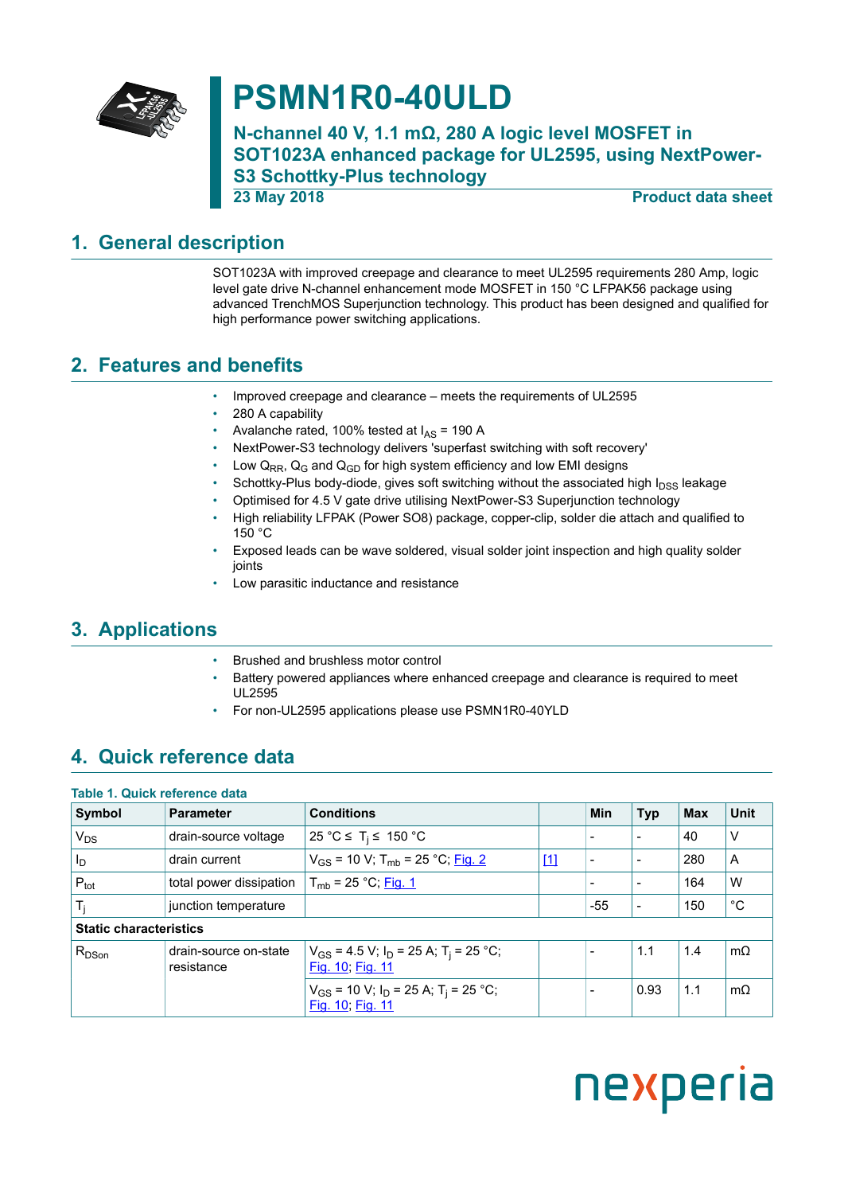# PSMN1R0-40ULD

## N-channel 40 V, 1.1 mΩ, 280 A logic level MOSFET in SOT1023A enhanced package for UL2595, using NextPower-S3 Schottky-Plus technology

23 May 2018 — Product data sheet

## 1. General description

SOT1023A with improved creepage and clearance to meet UL2595 requirements 280 Amp, logic level gate drive N-channel enhancement mode MOSFET in 150 °C LFPAK56 package using advanced TrenchMOS Superjunction technology. This product has been designed and qualified for high performance power switching applications.

## 2. Features and benefits

- Improved creepage and clearance – meets the requirements of UL2595
- 280 A capability
- Avalanche rated, 100% tested at $I_{AS}$ = 190 A
- NextPower-S3 technology delivers 'superfast switching with soft recovery'
- Low $Q_{RR}$, $Q_G$ and $Q_{GD}$ for high system efficiency and low EMI designs
- Schottky-Plus body-diode, gives soft switching without the associated high $I_{DSS}$ leakage
- Optimised for 4.5 V gate drive utilising NextPower-S3 Superjunction technology
- High reliability LFPAK (Power SO8) package, copper-clip, solder die attach and qualified to 150 °C
- Exposed leads can be wave soldered, visual solder joint inspection and high quality solder joints
- Low parasitic inductance and resistance

## 3. Applications

- Brushed and brushless motor control
- Battery powered appliances where enhanced creepage and clearance is required to meet UL2595
- For non-UL2595 applications please use PSMN1R0-40YLD

## 4. Quick reference data

**Table 1. Quick reference data**

| Symbol | Parameter | Conditions | | Min | Typ | Max | Unit |
|---|---|---|---|---|---|---|---|
| $V_{DS}$ | drain-source voltage | 25 °C ≤ $T_j$ ≤ 150 °C | | - | - | 40 | V |
| $I_D$ | drain current | $V_{GS}$ = 10 V; $T_{mb}$ = 25 °C; Fig. 2 | [1] | - | - | 280 | A |
| $P_{tot}$ | total power dissipation | $T_{mb}$ = 25 °C; Fig. 1 | | - | - | 164 | W |
| $T_j$ | junction temperature | | | -55 | - | 150 | °C |
| **Static characteristics** | | | | | | | |
| $R_{DSon}$ | drain-source on-state resistance | $V_{GS}$ = 4.5 V; $I_D$ = 25 A; $T_j$ = 25 °C; Fig. 10; Fig. 11 | | - | 1.1 | 1.4 | mΩ |
| | | $V_{GS}$ = 10 V; $I_D$ = 25 A; $T_j$ = 25 °C; Fig. 10; Fig. 11 | | - | 0.93 | 1.1 | mΩ |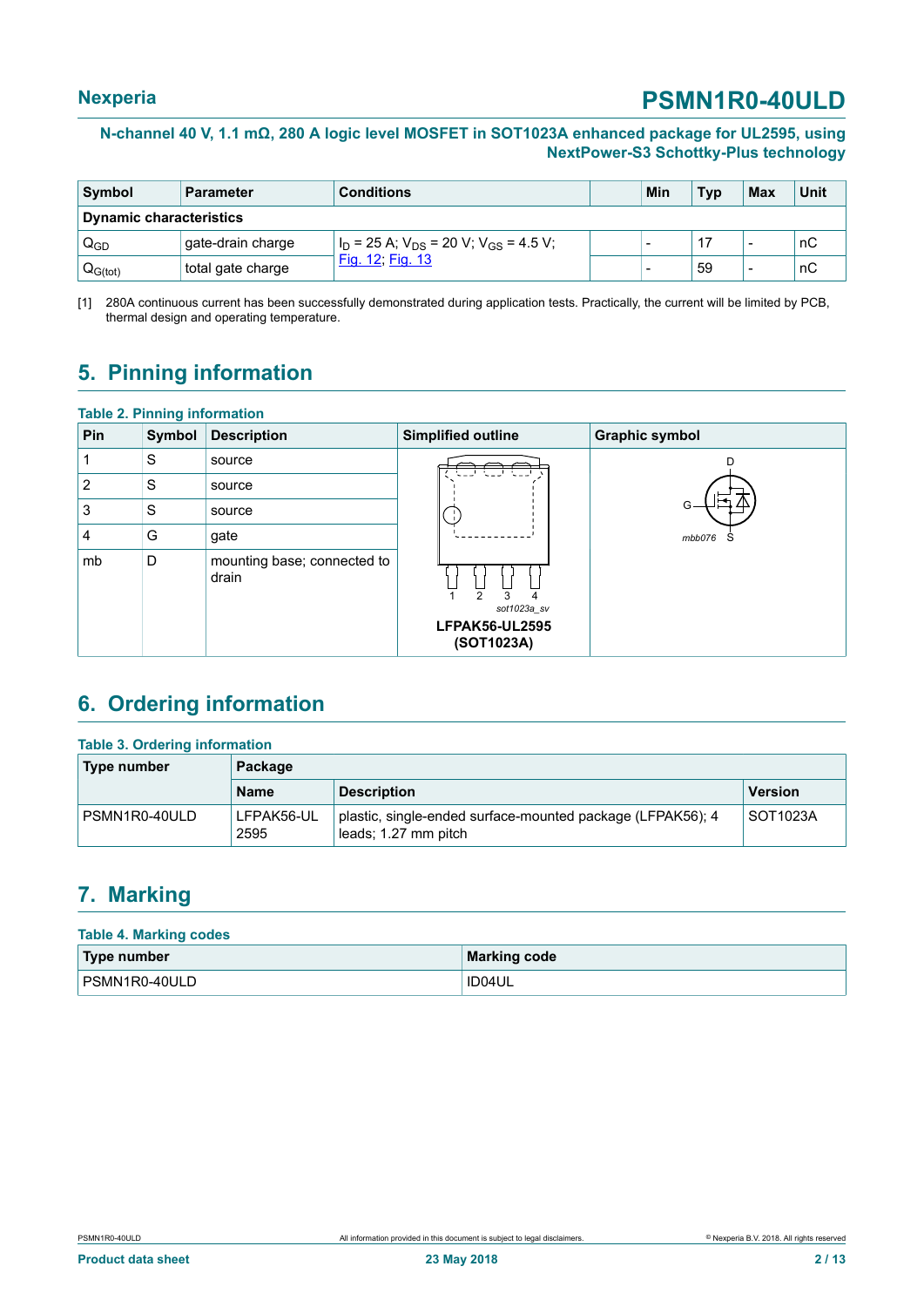| Symbol | Parameter | Conditions | | Min | Typ | Max | Unit |
|---|---|---|---|---|---|---|---|
| **Dynamic characteristics** | | | | | | | |
| $Q_{GD}$ | gate-drain charge | $I_D$ = 25 A; $V_{DS}$ = 20 V; $V_{GS}$ = 4.5 V; Fig. 12; Fig. 13 | | - | 17 | - | nC |
| $Q_{G(tot)}$ | total gate charge | | | - | 59 | - | nC |

[1] 280A continuous current has been successfully demonstrated during application tests. Practically, the current will be limited by PCB, thermal design and operating temperature.

## 5. Pinning information

**Table 2. Pinning information**

| Pin | Symbol | Description | Simplified outline | Graphic symbol |
|---|---|---|---|---|
| 1 | S | source | LFPAK56-UL2595 (SOT1023A) | mbb076 |
| 2 | S | source | | |
| 3 | S | source | | |
| 4 | G | gate | | |
| mb | D | mounting base; connected to drain | | |

## 6. Ordering information

**Table 3. Ordering information**

| Type number | Package | | |
|---|---|---|---|
| | Name | Description | Version |
| PSMN1R0-40ULD | LFPAK56-UL 2595 | plastic, single-ended surface-mounted package (LFPAK56); 4 leads; 1.27 mm pitch | SOT1023A |

## 7. Marking

**Table 4. Marking codes**

| Type number | Marking code |
|---|---|
| PSMN1R0-40ULD | ID04UL |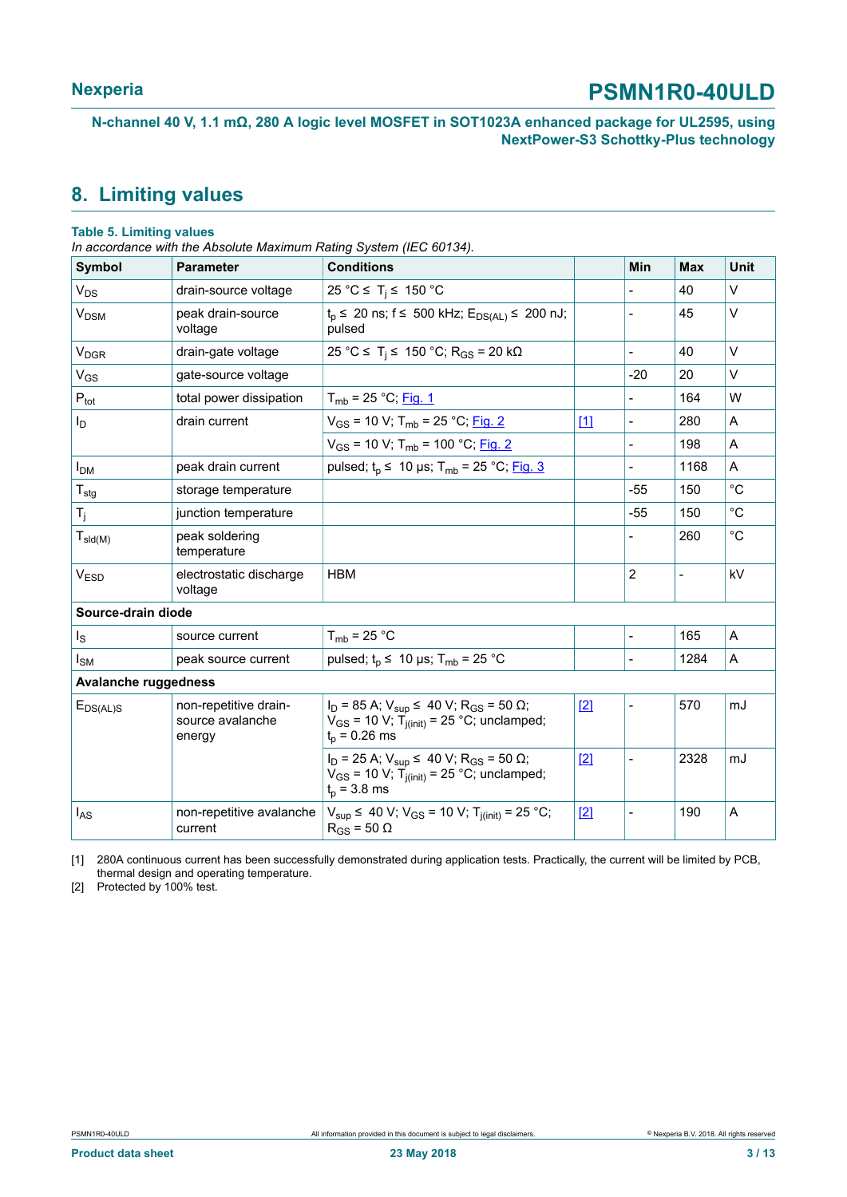## 8. Limiting values

**Table 5. Limiting values**

*In accordance with the Absolute Maximum Rating System (IEC 60134).*

| Symbol | Parameter | Conditions | | Min | Max | Unit |
|---|---|---|---|---|---|---|
| $V_{DS}$ | drain-source voltage | 25 °C ≤ $T_j$ ≤ 150 °C | | - | 40 | V |
| $V_{DSM}$ | peak drain-source voltage | $t_p$ ≤ 20 ns; f ≤ 500 kHz; $E_{DS(AL)}$ ≤ 200 nJ; pulsed | | - | 45 | V |
| $V_{DGR}$ | drain-gate voltage | 25 °C ≤ $T_j$ ≤ 150 °C; $R_{GS}$ = 20 kΩ | | - | 40 | V |
| $V_{GS}$ | gate-source voltage | | | -20 | 20 | V |
| $P_{tot}$ | total power dissipation | $T_{mb}$ = 25 °C; Fig. 1 | | - | 164 | W |
| $I_D$ | drain current | $V_{GS}$ = 10 V; $T_{mb}$ = 25 °C; Fig. 2 | [1] | - | 280 | A |
| | | $V_{GS}$ = 10 V; $T_{mb}$ = 100 °C; Fig. 2 | | - | 198 | A |
| $I_{DM}$ | peak drain current | pulsed; $t_p$ ≤ 10 µs; $T_{mb}$ = 25 °C; Fig. 3 | | - | 1168 | A |
| $T_{stg}$ | storage temperature | | | -55 | 150 | °C |
| $T_j$ | junction temperature | | | -55 | 150 | °C |
| $T_{sld(M)}$ | peak soldering temperature | | | - | 260 | °C |
| $V_{ESD}$ | electrostatic discharge voltage | HBM | | 2 | - | kV |
| **Source-drain diode** | | | | | | |
| $I_S$ | source current | $T_{mb}$ = 25 °C | | - | 165 | A |
| $I_{SM}$ | peak source current | pulsed; $t_p$ ≤ 10 µs; $T_{mb}$ = 25 °C | | - | 1284 | A |
| **Avalanche ruggedness** | | | | | | |
| $E_{DS(AL)S}$ | non-repetitive drain-source avalanche energy | $I_D$ = 85 A; $V_{sup}$ ≤ 40 V; $R_{GS}$ = 50 Ω; $V_{GS}$ = 10 V; $T_{j(init)}$ = 25 °C; unclamped; $t_p$ = 0.26 ms | [2] | - | 570 | mJ |
| | | $I_D$ = 25 A; $V_{sup}$ ≤ 40 V; $R_{GS}$ = 50 Ω; $V_{GS}$ = 10 V; $T_{j(init)}$ = 25 °C; unclamped; $t_p$ = 3.8 ms | [2] | - | 2328 | mJ |
| $I_{AS}$ | non-repetitive avalanche current | $V_{sup}$ ≤ 40 V; $V_{GS}$ = 10 V; $T_{j(init)}$ = 25 °C; $R_{GS}$ = 50 Ω | [2] | - | 190 | A |

[1] 280A continuous current has been successfully demonstrated during application tests. Practically, the current will be limited by PCB, thermal design and operating temperature.

[2] Protected by 100% test.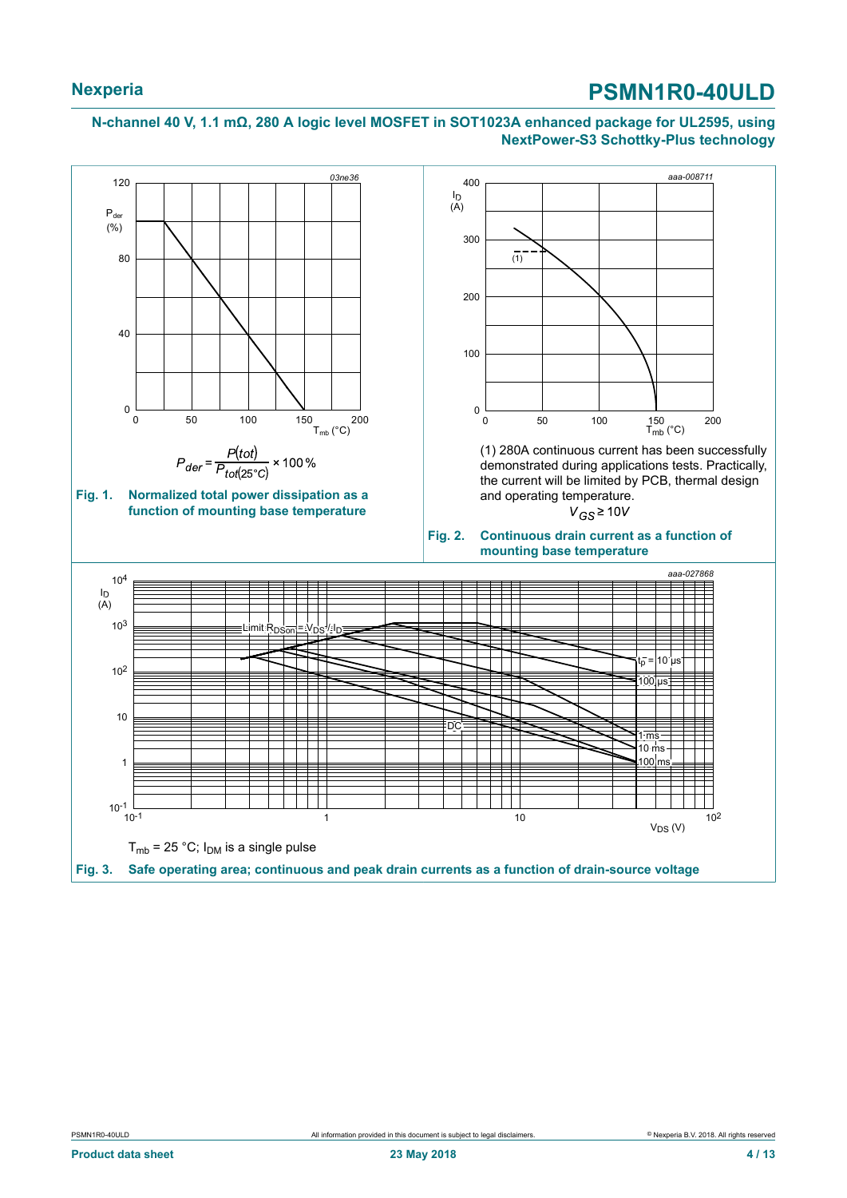$$P_{der} = \frac{P(tot)}{P_{tot(25°C)}} \times 100\,\%$$

**Fig. 1. Normalized total power dissipation as a function of mounting base temperature**

(1) 280A continuous current has been successfully demonstrated during applications tests. Practically, the current will be limited by PCB, thermal design and operating temperature.

$V_{GS} \geq 10V$

**Fig. 2. Continuous drain current as a function of mounting base temperature**

$T_{mb}$ = 25 °C; $I_{DM}$ is a single pulse

**Fig. 3. Safe operating area; continuous and peak drain currents as a function of drain-source voltage**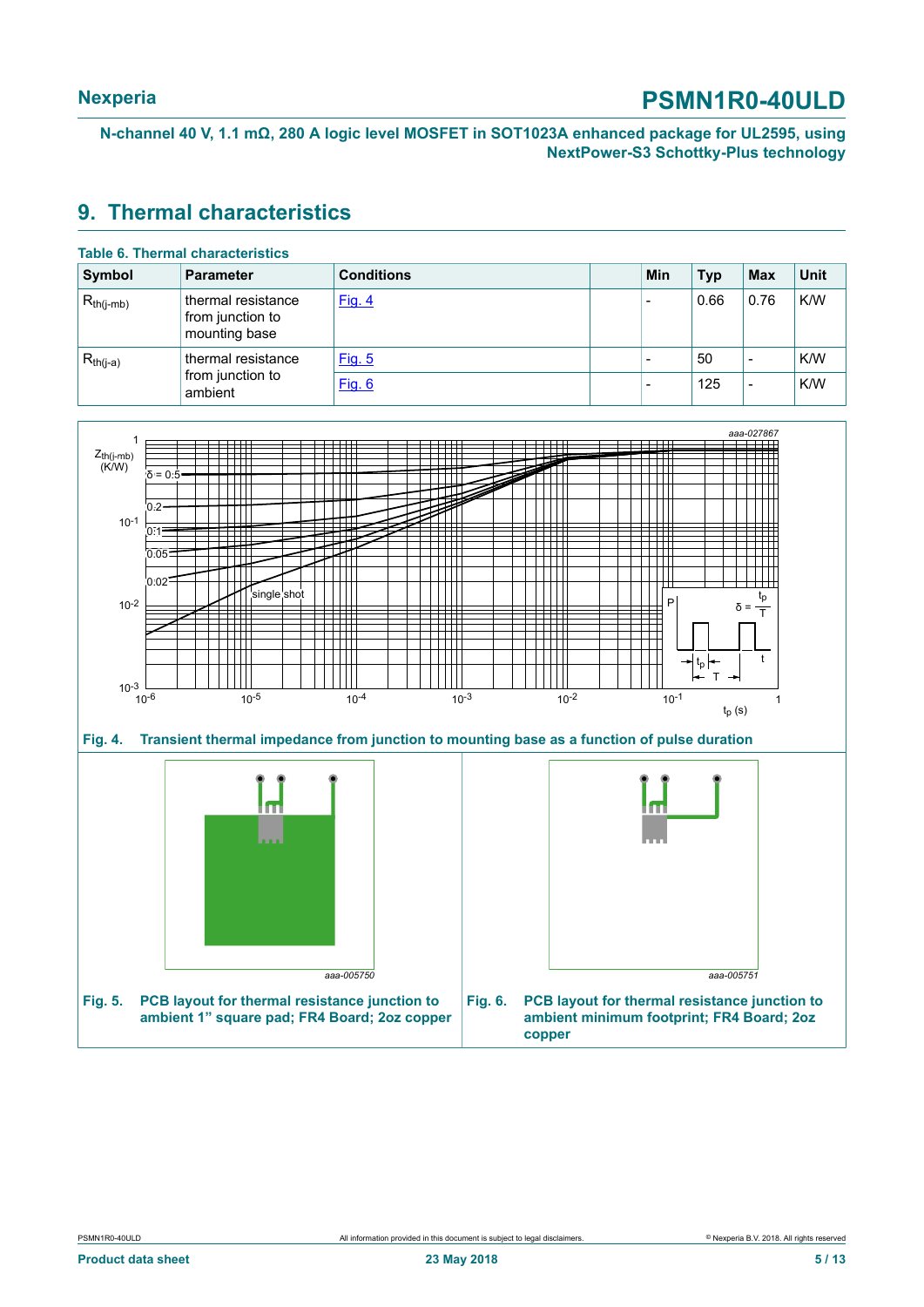## 9. Thermal characteristics

**Table 6. Thermal characteristics**

| Symbol | Parameter | Conditions | | Min | Typ | Max | Unit |
|---|---|---|---|---|---|---|---|
| $R_{th(j-mb)}$ | thermal resistance from junction to mounting base | Fig. 4 | | - | 0.66 | 0.76 | K/W |
| $R_{th(j-a)}$ | thermal resistance from junction to ambient | Fig. 5 | | - | 50 | - | K/W |
| | | Fig. 6 | | - | 125 | - | K/W |

**Fig. 4. Transient thermal impedance from junction to mounting base as a function of pulse duration**

**Fig. 5. PCB layout for thermal resistance junction to ambient 1” square pad; FR4 Board; 2oz copper**

**Fig. 6. PCB layout for thermal resistance junction to ambient minimum footprint; FR4 Board; 2oz copper**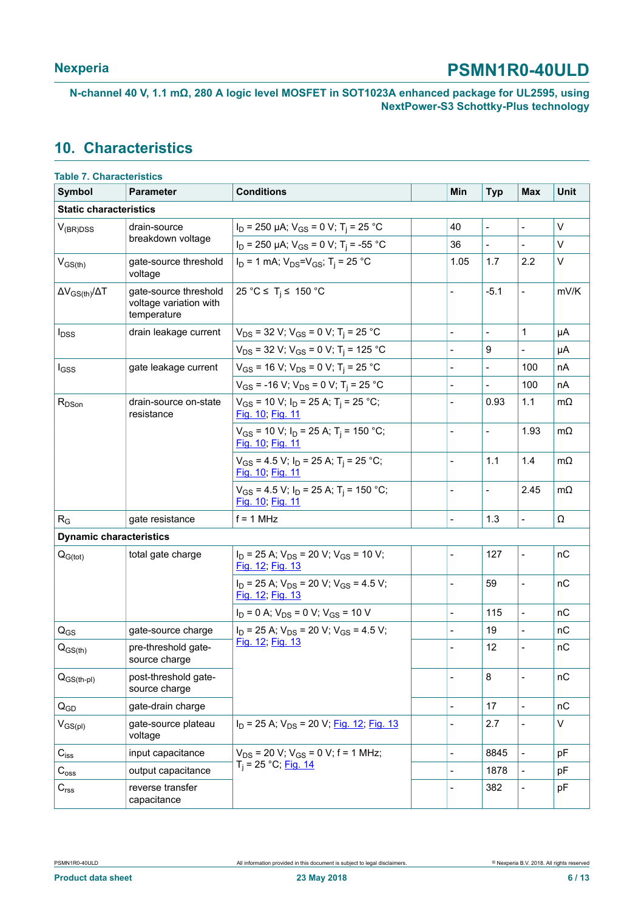## 10. Characteristics

**Table 7. Characteristics**

| Symbol | Parameter | Conditions | | Min | Typ | Max | Unit |
|---|---|---|---|---|---|---|---|
| **Static characteristics** | | | | | | | |
| $V_{(BR)DSS}$ | drain-source breakdown voltage | $I_D$ = 250 µA; $V_{GS}$ = 0 V; $T_j$ = 25 °C | | 40 | - | - | V |
| | | $I_D$ = 250 µA; $V_{GS}$ = 0 V; $T_j$ = -55 °C | | 36 | - | - | V |
| $V_{GS(th)}$ | gate-source threshold voltage | $I_D$ = 1 mA; $V_{DS}$=$V_{GS}$; $T_j$ = 25 °C | | 1.05 | 1.7 | 2.2 | V |
| $\Delta V_{GS(th)}/\Delta T$ | gate-source threshold voltage variation with temperature | 25 °C ≤ $T_j$ ≤ 150 °C | | - | -5.1 | - | mV/K |
| $I_{DSS}$ | drain leakage current | $V_{DS}$ = 32 V; $V_{GS}$ = 0 V; $T_j$ = 25 °C | | - | - | 1 | µA |
| | | $V_{DS}$ = 32 V; $V_{GS}$ = 0 V; $T_j$ = 125 °C | | - | 9 | - | µA |
| $I_{GSS}$ | gate leakage current | $V_{GS}$ = 16 V; $V_{DS}$ = 0 V; $T_j$ = 25 °C | | - | - | 100 | nA |
| | | $V_{GS}$ = -16 V; $V_{DS}$ = 0 V; $T_j$ = 25 °C | | - | - | 100 | nA |
| $R_{DSon}$ | drain-source on-state resistance | $V_{GS}$ = 10 V; $I_D$ = 25 A; $T_j$ = 25 °C; Fig. 10; Fig. 11 | | - | 0.93 | 1.1 | mΩ |
| | | $V_{GS}$ = 10 V; $I_D$ = 25 A; $T_j$ = 150 °C; Fig. 10; Fig. 11 | | - | - | 1.93 | mΩ |
| | | $V_{GS}$ = 4.5 V; $I_D$ = 25 A; $T_j$ = 25 °C; Fig. 10; Fig. 11 | | - | 1.1 | 1.4 | mΩ |
| | | $V_{GS}$ = 4.5 V; $I_D$ = 25 A; $T_j$ = 150 °C; Fig. 10; Fig. 11 | | - | - | 2.45 | mΩ |
| $R_G$ | gate resistance | f = 1 MHz | | - | 1.3 | - | Ω |
| **Dynamic characteristics** | | | | | | | |
| $Q_{G(tot)}$ | total gate charge | $I_D$ = 25 A; $V_{DS}$ = 20 V; $V_{GS}$ = 10 V; Fig. 12; Fig. 13 | | - | 127 | - | nC |
| | | $I_D$ = 25 A; $V_{DS}$ = 20 V; $V_{GS}$ = 4.5 V; Fig. 12; Fig. 13 | | - | 59 | - | nC |
| | | $I_D$ = 0 A; $V_{DS}$ = 0 V; $V_{GS}$ = 10 V | | - | 115 | - | nC |
| $Q_{GS}$ | gate-source charge | $I_D$ = 25 A; $V_{DS}$ = 20 V; $V_{GS}$ = 4.5 V; Fig. 12; Fig. 13 | | - | 19 | - | nC |
| $Q_{GS(th)}$ | pre-threshold gate-source charge | | | - | 12 | - | nC |
| $Q_{GS(th-pl)}$ | post-threshold gate-source charge | | | - | 8 | - | nC |
| $Q_{GD}$ | gate-drain charge | | | - | 17 | - | nC |
| $V_{GS(pl)}$ | gate-source plateau voltage | $I_D$ = 25 A; $V_{DS}$ = 20 V; Fig. 12; Fig. 13 | | - | 2.7 | - | V |
| $C_{iss}$ | input capacitance | $V_{DS}$ = 20 V; $V_{GS}$ = 0 V; f = 1 MHz; $T_j$ = 25 °C; Fig. 14 | | - | 8845 | - | pF |
| $C_{oss}$ | output capacitance | | | - | 1878 | - | pF |
| $C_{rss}$ | reverse transfer capacitance | | | - | 382 | - | pF |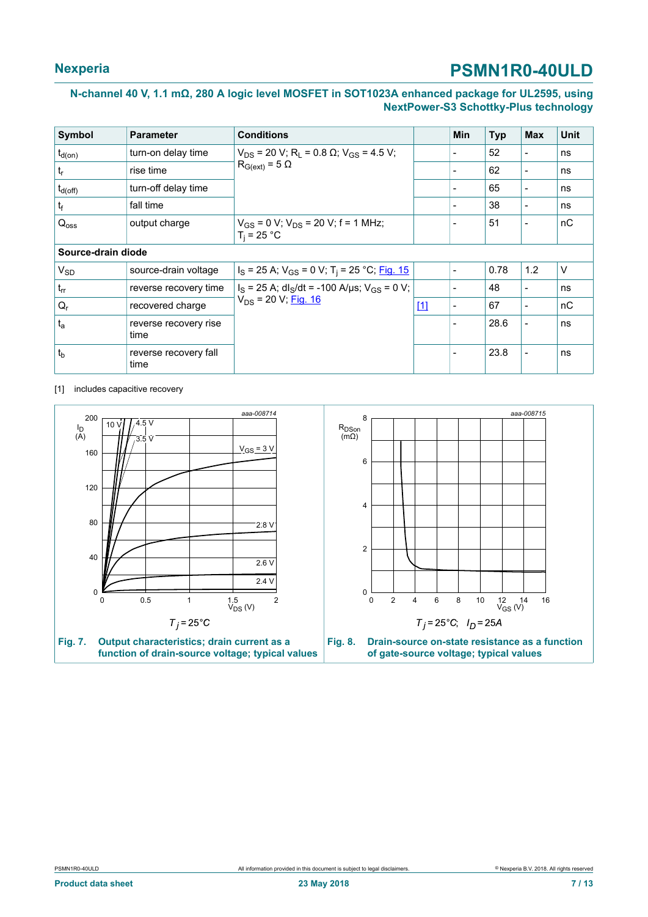| Symbol | Parameter | Conditions | | Min | Typ | Max | Unit |
|---|---|---|---|---|---|---|---|
| $t_{d(on)}$ | turn-on delay time | $V_{DS}$ = 20 V; $R_L$ = 0.8 Ω; $V_{GS}$ = 4.5 V; $R_{G(ext)}$ = 5 Ω | | - | 52 | - | ns |
| $t_r$ | rise time | | | - | 62 | - | ns |
| $t_{d(off)}$ | turn-off delay time | | | - | 65 | - | ns |
| $t_f$ | fall time | | | - | 38 | - | ns |
| $Q_{oss}$ | output charge | $V_{GS}$ = 0 V; $V_{DS}$ = 20 V; f = 1 MHz; $T_j$ = 25 °C | | - | 51 | - | nC |
| **Source-drain diode** | | | | | | | |
| $V_{SD}$ | source-drain voltage | $I_S$ = 25 A; $V_{GS}$ = 0 V; $T_j$ = 25 °C; Fig. 15 | | - | 0.78 | 1.2 | V |
| $t_{rr}$ | reverse recovery time | $I_S$ = 25 A; $dI_S/dt$ = -100 A/µs; $V_{GS}$ = 0 V; $V_{DS}$ = 20 V; Fig. 16 | | - | 48 | - | ns |
| $Q_r$ | recovered charge | | [1] | - | 67 | - | nC |
| $t_a$ | reverse recovery rise time | | | - | 28.6 | - | ns |
| $t_b$ | reverse recovery fall time | | | - | 23.8 | - | ns |

[1] includes capacitive recovery

**Fig. 7. Output characteristics; drain current as a function of drain-source voltage; typical values**

**Fig. 8. Drain-source on-state resistance as a function of gate-source voltage; typical values**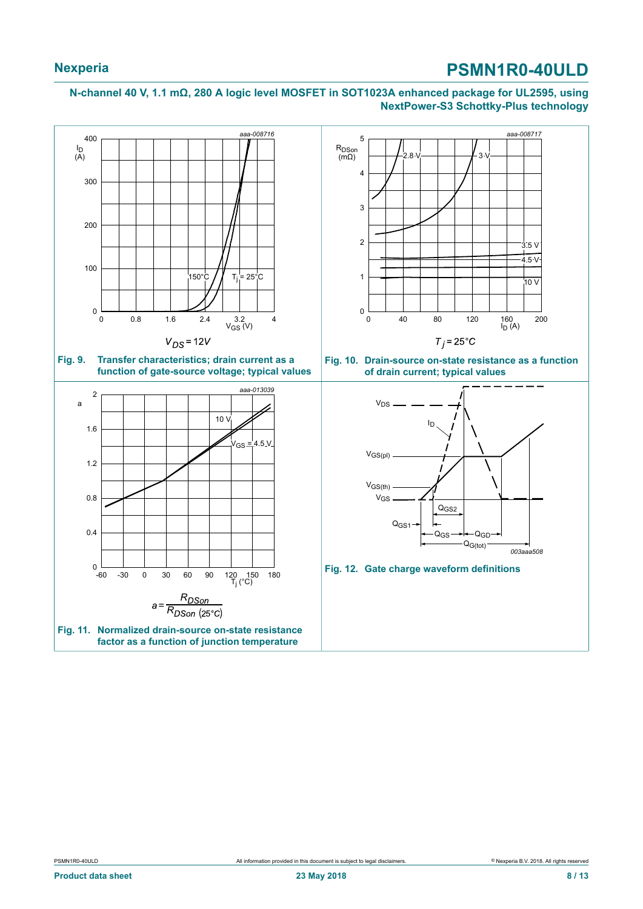$V_{DS} = 12V$

**Fig. 9. Transfer characteristics; drain current as a function of gate-source voltage; typical values**

$T_j = 25°C$

**Fig. 10. Drain-source on-state resistance as a function of drain current; typical values**

$$a = \frac{R_{DSon}}{R_{DSon\ (25°C)}}$$

**Fig. 11. Normalized drain-source on-state resistance factor as a function of junction temperature**

**Fig. 12. Gate charge waveform definitions**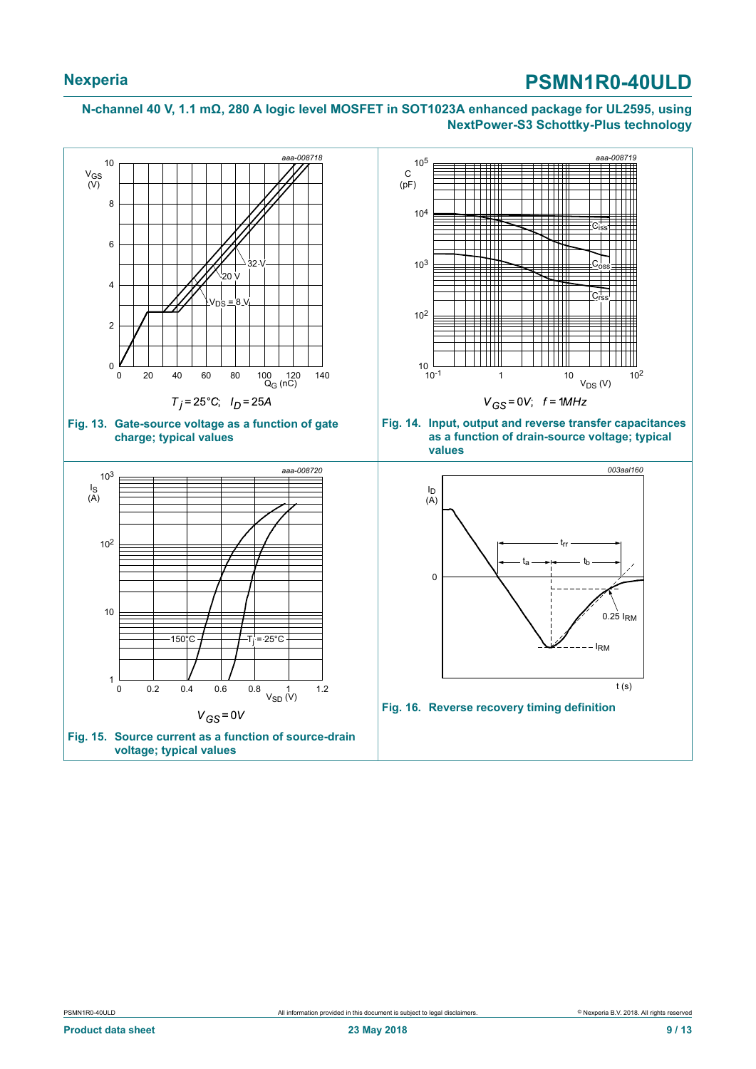$T_j = 25 °C$; $I_D = 25 A$

**Fig. 13. Gate-source voltage as a function of gate charge; typical values**

$V_{GS} = 0 V$; $f = 1 MHz$

**Fig. 14. Input, output and reverse transfer capacitances as a function of drain-source voltage; typical values**

$V_{GS} = 0 V$

**Fig. 15. Source current as a function of source-drain voltage; typical values**

**Fig. 16. Reverse recovery timing definition**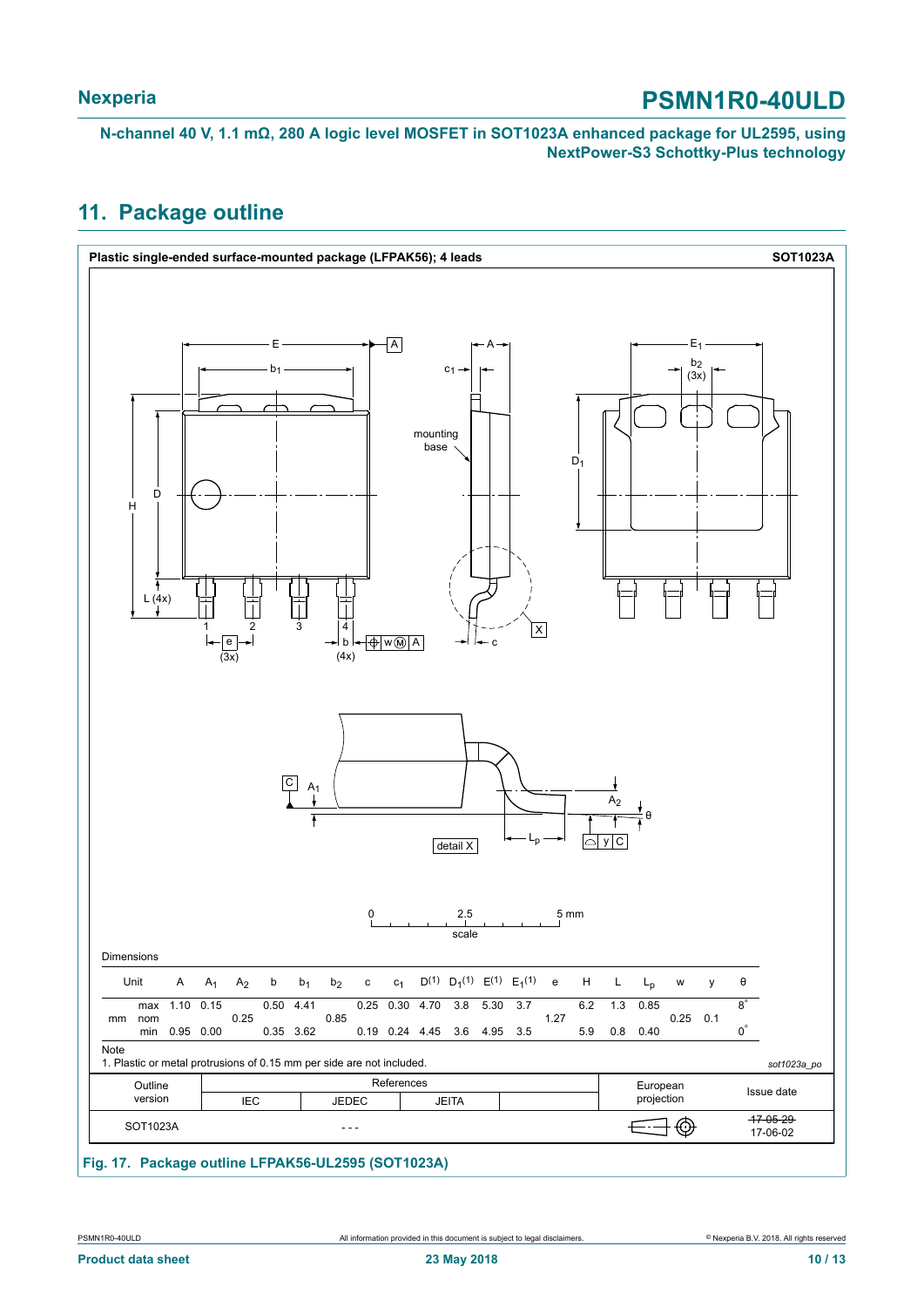## 11. Package outline

**Plastic single-ended surface-mounted package (LFPAK56); 4 leads** **SOT1023A**

Dimensions

| Unit | | A | $A_1$ | $A_2$ | b | $b_1$ | $b_2$ | c | $c_1$ | D(1) | $D_1$(1) | E(1) | $E_1$(1) | e | H | L | $L_p$ | w | y | θ |
|---|---|---|---|---|---|---|---|---|---|---|---|---|---|---|---|---|---|---|---|---|
| mm | max | 1.10 | 0.15 | | 0.50 | 4.41 | | 0.25 | 0.30 | 4.70 | 3.8 | 5.30 | 3.7 | | 6.2 | 1.3 | 0.85 | | | 8° |
| | nom | | | 0.25 | | | 0.85 | | | | | | | 1.27 | | | | 0.25 | 0.1 | |
| | min | 0.95 | 0.00 | | 0.35 | 3.62 | | 0.19 | 0.24 | 4.45 | 3.6 | 4.95 | 3.5 | | 5.9 | 0.8 | 0.40 | | | 0° |

Note

1. Plastic or metal protrusions of 0.15 mm per side are not included.

*sot1023a_po*

| Outline version | References | | | | European projection | Issue date |
|---|---|---|---|---|---|---|
| | IEC | JEDEC | JEITA | | | |
| SOT1023A | | - - - | | | | ~~17-05-29~~ 17-06-02 |

**Fig. 17. Package outline LFPAK56-UL2595 (SOT1023A)**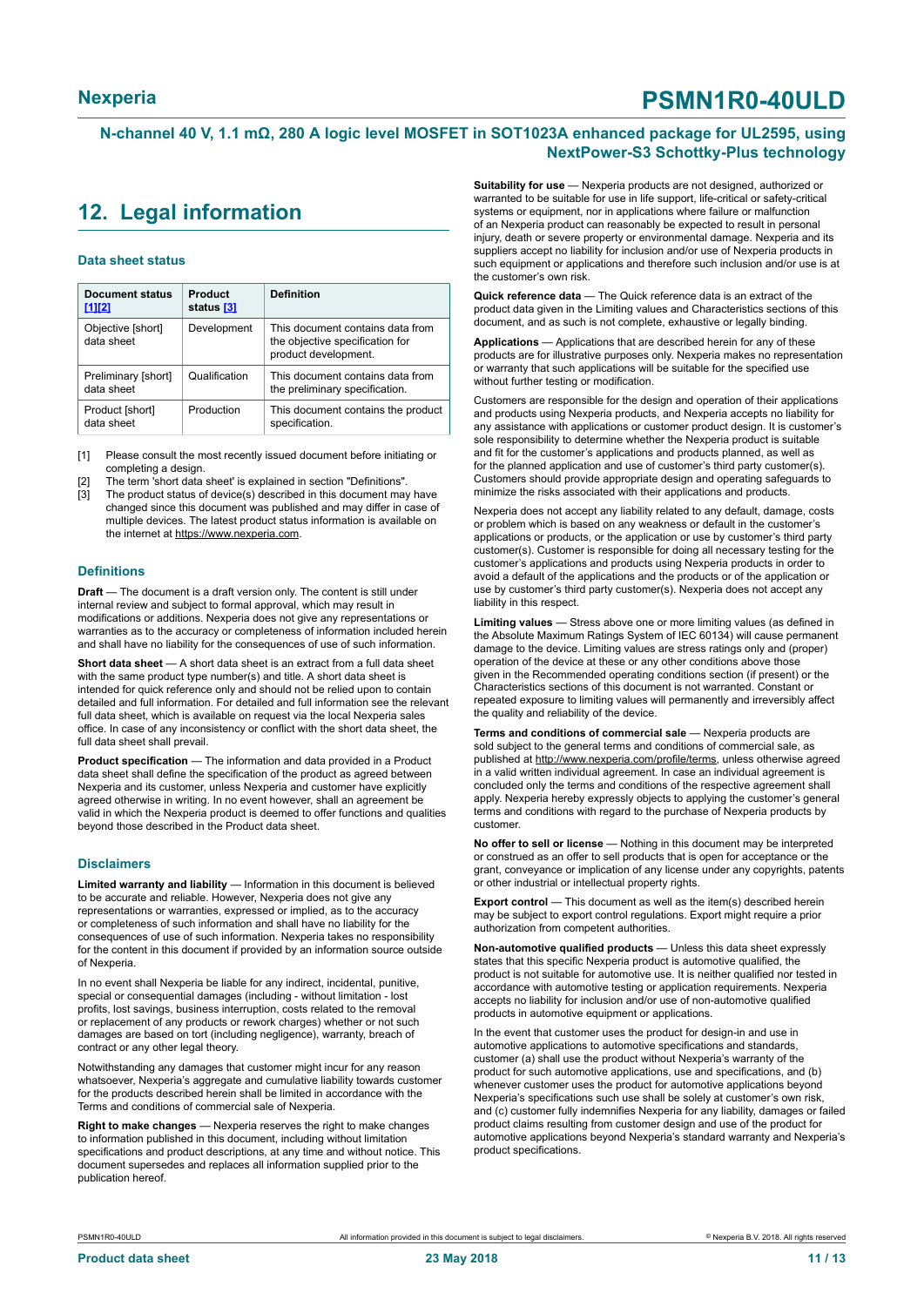## 12. Legal information

### Data sheet status

| Document status [1][2] | Product status [3] | Definition |
|---|---|---|
| Objective [short] data sheet | Development | This document contains data from the objective specification for product development. |
| Preliminary [short] data sheet | Qualification | This document contains data from the preliminary specification. |
| Product [short] data sheet | Production | This document contains the product specification. |

[1] Please consult the most recently issued document before initiating or completing a design.

[2] The term 'short data sheet' is explained in section "Definitions".

[3] The product status of device(s) described in this document may have changed since this document was published and may differ in case of multiple devices. The latest product status information is available on the internet at https://www.nexperia.com.

### Definitions

**Draft** — The document is a draft version only. The content is still under internal review and subject to formal approval, which may result in modifications or additions. Nexperia does not give any representations or warranties as to the accuracy or completeness of information included herein and shall have no liability for the consequences of use of such information.

**Short data sheet** — A short data sheet is an extract from a full data sheet with the same product type number(s) and title. A short data sheet is intended for quick reference only and should not be relied upon to contain detailed and full information. For detailed and full information see the relevant full data sheet, which is available on request via the local Nexperia sales office. In case of any inconsistency or conflict with the short data sheet, the full data sheet shall prevail.

**Product specification** — The information and data provided in a Product data sheet shall define the specification of the product as agreed between Nexperia and its customer, unless Nexperia and customer have explicitly agreed otherwise in writing. In no event however, shall an agreement be valid in which the Nexperia product is deemed to offer functions and qualities beyond those described in the Product data sheet.

### Disclaimers

**Limited warranty and liability** — Information in this document is believed to be accurate and reliable. However, Nexperia does not give any representations or warranties, expressed or implied, as to the accuracy or completeness of such information and shall have no liability for the consequences of use of such information. Nexperia takes no responsibility for the content in this document if provided by an information source outside of Nexperia.

In no event shall Nexperia be liable for any indirect, incidental, punitive, special or consequential damages (including - without limitation - lost profits, lost savings, business interruption, costs related to the removal or replacement of any products or rework charges) whether or not such damages are based on tort (including negligence), warranty, breach of contract or any other legal theory.

Notwithstanding any damages that customer might incur for any reason whatsoever, Nexperia's aggregate and cumulative liability towards customer for the products described herein shall be limited in accordance with the Terms and conditions of commercial sale of Nexperia.

**Right to make changes** — Nexperia reserves the right to make changes to information published in this document, including without limitation specifications and product descriptions, at any time and without notice. This document supersedes and replaces all information supplied prior to the publication hereof.

**Suitability for use** — Nexperia products are not designed, authorized or warranted to be suitable for use in life support, life-critical or safety-critical systems or equipment, nor in applications where failure or malfunction of an Nexperia product can reasonably be expected to result in personal injury, death or severe property or environmental damage. Nexperia and its suppliers accept no liability for inclusion and/or use of Nexperia products in such equipment or applications and therefore such inclusion and/or use is at the customer's own risk.

**Quick reference data** — The Quick reference data is an extract of the product data given in the Limiting values and Characteristics sections of this document, and as such is not complete, exhaustive or legally binding.

**Applications** — Applications that are described herein for any of these products are for illustrative purposes only. Nexperia makes no representation or warranty that such applications will be suitable for the specified use without further testing or modification.

Customers are responsible for the design and operation of their applications and products using Nexperia products, and Nexperia accepts no liability for any assistance with applications or customer product design. It is customer's sole responsibility to determine whether the Nexperia product is suitable and fit for the customer's applications and products planned, as well as for the planned application and use of customer's third party customer(s). Customers should provide appropriate design and operating safeguards to minimize the risks associated with their applications and products.

Nexperia does not accept any liability related to any default, damage, costs or problem which is based on any weakness or default in the customer's applications or products, or the application or use by customer's third party customer(s). Customer is responsible for doing all necessary testing for the customer's applications and products using Nexperia products in order to avoid a default of the applications and the products or of the application or use by customer's third party customer(s). Nexperia does not accept any liability in this respect.

**Limiting values** — Stress above one or more limiting values (as defined in the Absolute Maximum Ratings System of IEC 60134) will cause permanent damage to the device. Limiting values are stress ratings only and (proper) operation of the device at these or any other conditions above those given in the Recommended operating conditions section (if present) or the Characteristics sections of this document is not warranted. Constant or repeated exposure to limiting values will permanently and irreversibly affect the quality and reliability of the device.

**Terms and conditions of commercial sale** — Nexperia products are sold subject to the general terms and conditions of commercial sale, as published at http://www.nexperia.com/profile/terms, unless otherwise agreed in a valid written individual agreement. In case an individual agreement is concluded only the terms and conditions of the respective agreement shall apply. Nexperia hereby expressly objects to applying the customer's general terms and conditions with regard to the purchase of Nexperia products by customer.

**No offer to sell or license** — Nothing in this document may be interpreted or construed as an offer to sell products that is open for acceptance or the grant, conveyance or implication of any license under any copyrights, patents or other industrial or intellectual property rights.

**Export control** — This document as well as the item(s) described herein may be subject to export control regulations. Export might require a prior authorization from competent authorities.

**Non-automotive qualified products** — Unless this data sheet expressly states that this specific Nexperia product is automotive qualified, the product is not suitable for automotive use. It is neither qualified nor tested in accordance with automotive testing or application requirements. Nexperia accepts no liability for inclusion and/or use of non-automotive qualified products in automotive equipment or applications.

In the event that customer uses the product for design-in and use in automotive applications to automotive specifications and standards, customer (a) shall use the product without Nexperia's warranty of the product for such automotive applications, use and specifications, and (b) whenever customer uses the product for automotive applications beyond Nexperia's specifications such use shall be solely at customer's own risk, and (c) customer fully indemnifies Nexperia for any liability, damages or failed product claims resulting from customer design and use of the product for automotive applications beyond Nexperia's standard warranty and Nexperia's product specifications.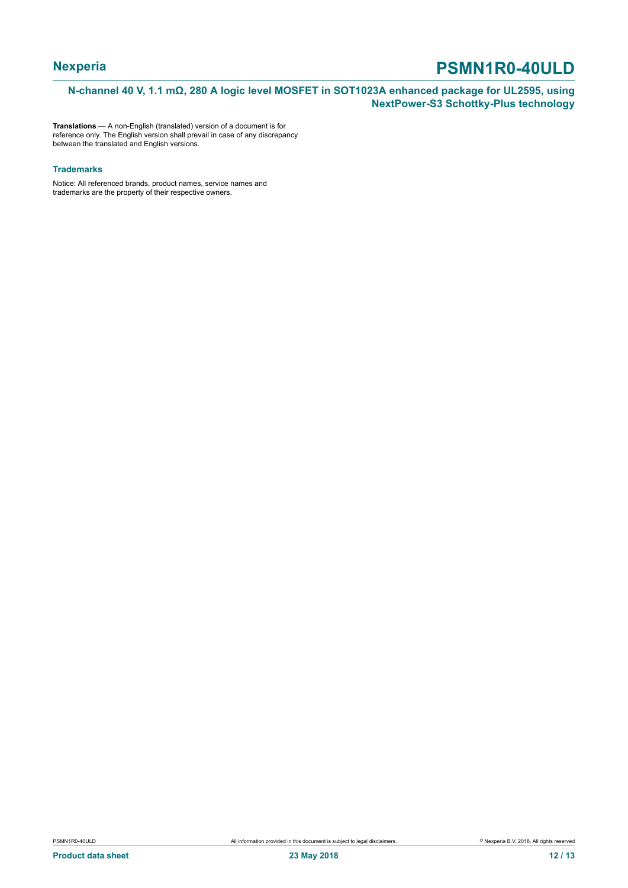**Translations** — A non-English (translated) version of a document is for reference only. The English version shall prevail in case of any discrepancy between the translated and English versions.

### Trademarks

Notice: All referenced brands, product names, service names and trademarks are the property of their respective owners.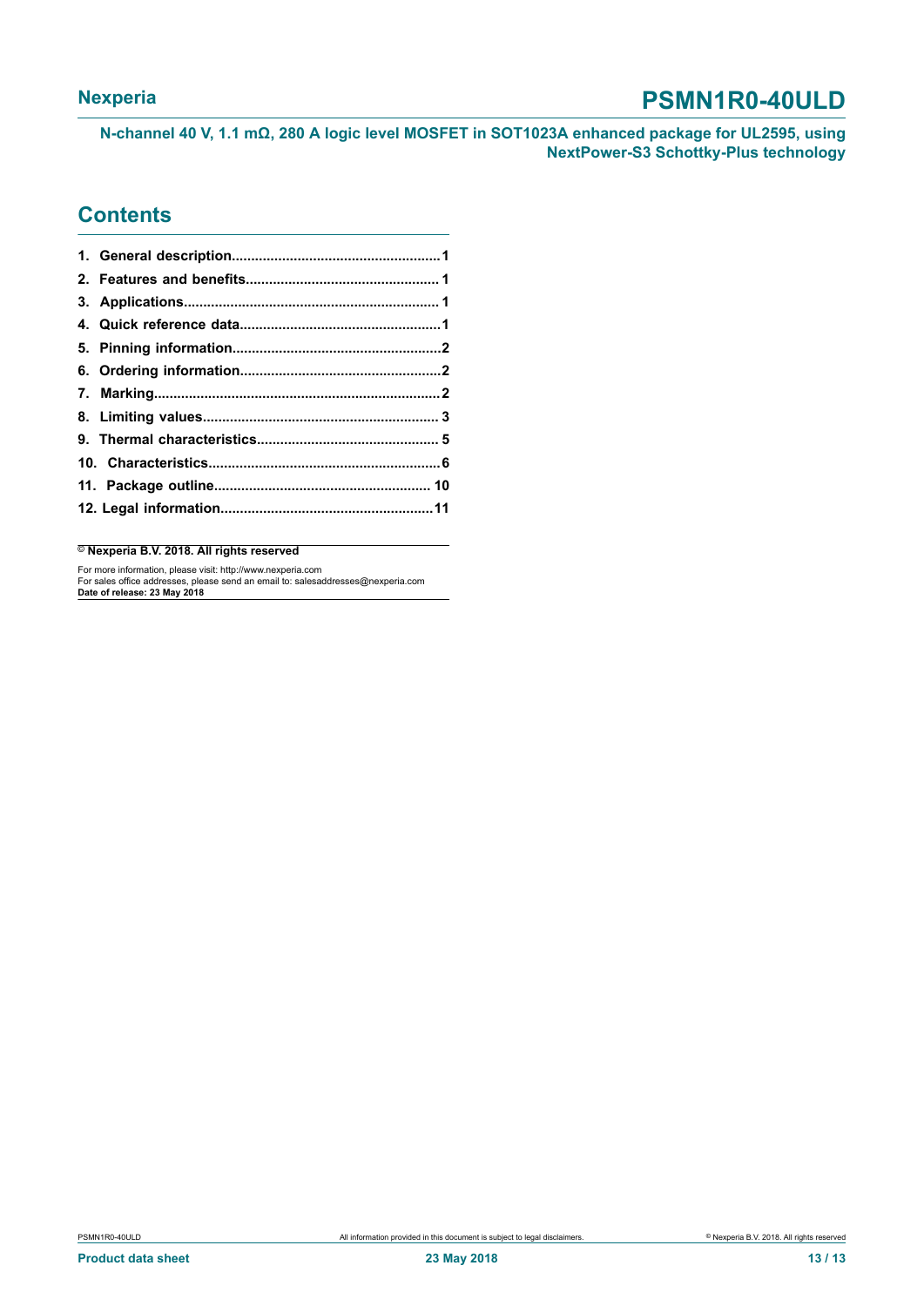## Contents

1. General description......1
2. Features and benefits......1
3. Applications......1
4. Quick reference data......1
5. Pinning information......2
6. Ordering information......2
7. Marking......2
8. Limiting values......3
9. Thermal characteristics......5
10. Characteristics......6
11. Package outline......10
12. Legal information......11

**© Nexperia B.V. 2018. All rights reserved**

For more information, please visit: http://www.nexperia.com
For sales office addresses, please send an email to: salesaddresses@nexperia.com
**Date of release: 23 May 2018**